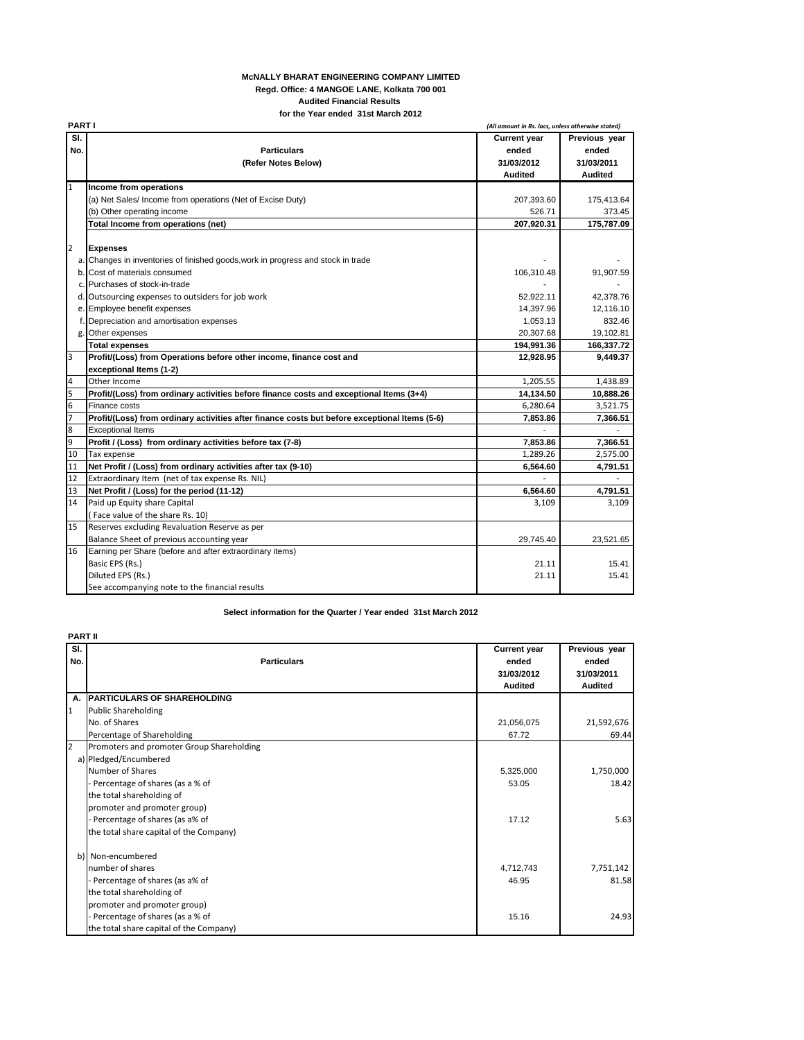**McNALLY BHARAT ENGINEERING COMPANY LIMITED**

**Regd. Office: 4 MANGOE LANE, Kolkata 700 001**

**Audited Financial Results**

**for the Year ended 31st March 2012**

**PART I**

*(All amount in Rs. lacs, unless otherwise stated)*

| Sl. No. | Particulars (Refer Notes Below) | Current year ended 31/03/2012 Audited | Previous year ended 31/03/2011 Audited |
|---|---|---|---|
| 1 | **Income from operations** | | |
| | (a) Net Sales/ Income from operations (Net of Excise Duty) | 207,393.60 | 175,413.64 |
| | (b) Other operating income | 526.71 | 373.45 |
| | **Total Income from operations (net)** | **207,920.31** | **175,787.09** |
| 2 | **Expenses** | | |
| a. | Changes in inventories of finished goods,work in progress and stock in trade | - | - |
| b. | Cost of materials consumed | 106,310.48 | 91,907.59 |
| c. | Purchases of stock-in-trade | - | - |
| d. | Outsourcing expenses to outsiders for job work | 52,922.11 | 42,378.76 |
| e. | Employee benefit expenses | 14,397.96 | 12,116.10 |
| f. | Depreciation and amortisation expenses | 1,053.13 | 832.46 |
| g. | Other expenses | 20,307.68 | 19,102.81 |
| | **Total expenses** | **194,991.36** | **166,337.72** |
| 3 | **Profit/(Loss) from Operations before other income, finance cost and exceptional Items (1-2)** | **12,928.95** | **9,449.37** |
| 4 | Other Income | 1,205.55 | 1,438.89 |
| 5 | **Profit/(Loss) from ordinary activities before finance costs and exceptional Items (3+4)** | **14,134.50** | **10,888.26** |
| 6 | Finance costs | 6,280.64 | 3,521.75 |
| 7 | **Profit/(Loss) from ordinary activities after finance costs but before exceptional Items (5-6)** | **7,853.86** | **7,366.51** |
| 8 | Exceptional Items | - | - |
| 9 | **Profit / (Loss) from ordinary activities before tax (7-8)** | **7,853.86** | **7,366.51** |
| 10 | Tax expense | 1,289.26 | 2,575.00 |
| 11 | **Net Profit / (Loss) from ordinary activities after tax (9-10)** | **6,564.60** | **4,791.51** |
| 12 | Extraordinary Item (net of tax expense Rs. NIL) | - | - |
| 13 | **Net Profit / (Loss) for the period (11-12)** | **6,564.60** | **4,791.51** |
| 14 | Paid up Equity share Capital ( Face value of the share Rs. 10) | 3,109 | 3,109 |
| 15 | Reserves excluding Revaluation Reserve as per Balance Sheet of previous accounting year | 29,745.40 | 23,521.65 |
| 16 | Earning per Share (before and after extraordinary items) | | |
| | Basic EPS (Rs.) | 21.11 | 15.41 |
| | Diluted EPS (Rs.) | 21.11 | 15.41 |
| | See accompanying note to the financial results | | |

**Select information for the Quarter / Year ended 31st March 2012**

**PART II**

| Sl. No. | Particulars | Current year ended 31/03/2012 Audited | Previous year ended 31/03/2011 Audited |
|---|---|---|---|
| A. | **PARTICULARS OF SHAREHOLDING** | | |
| 1 | Public Shareholding | | |
| | No. of Shares | 21,056,075 | 21,592,676 |
| | Percentage of Shareholding | 67.72 | 69.44 |
| 2 | Promoters and promoter Group Shareholding | | |
| a) | Pledged/Encumbered | | |
| | Number of Shares | 5,325,000 | 1,750,000 |
| | - Percentage of shares (as a % of the total shareholding of promoter and promoter group) | 53.05 | 18.42 |
| | - Percentage of shares (as a% of the total share capital of the Company) | 17.12 | 5.63 |
| b) | Non-encumbered | | |
| | number of shares | 4,712,743 | 7,751,142 |
| | - Percentage of shares (as a% of the total shareholding of promoter and promoter group) | 46.95 | 81.58 |
| | - Percentage of shares (as a % of the total share capital of the Company) | 15.16 | 24.93 |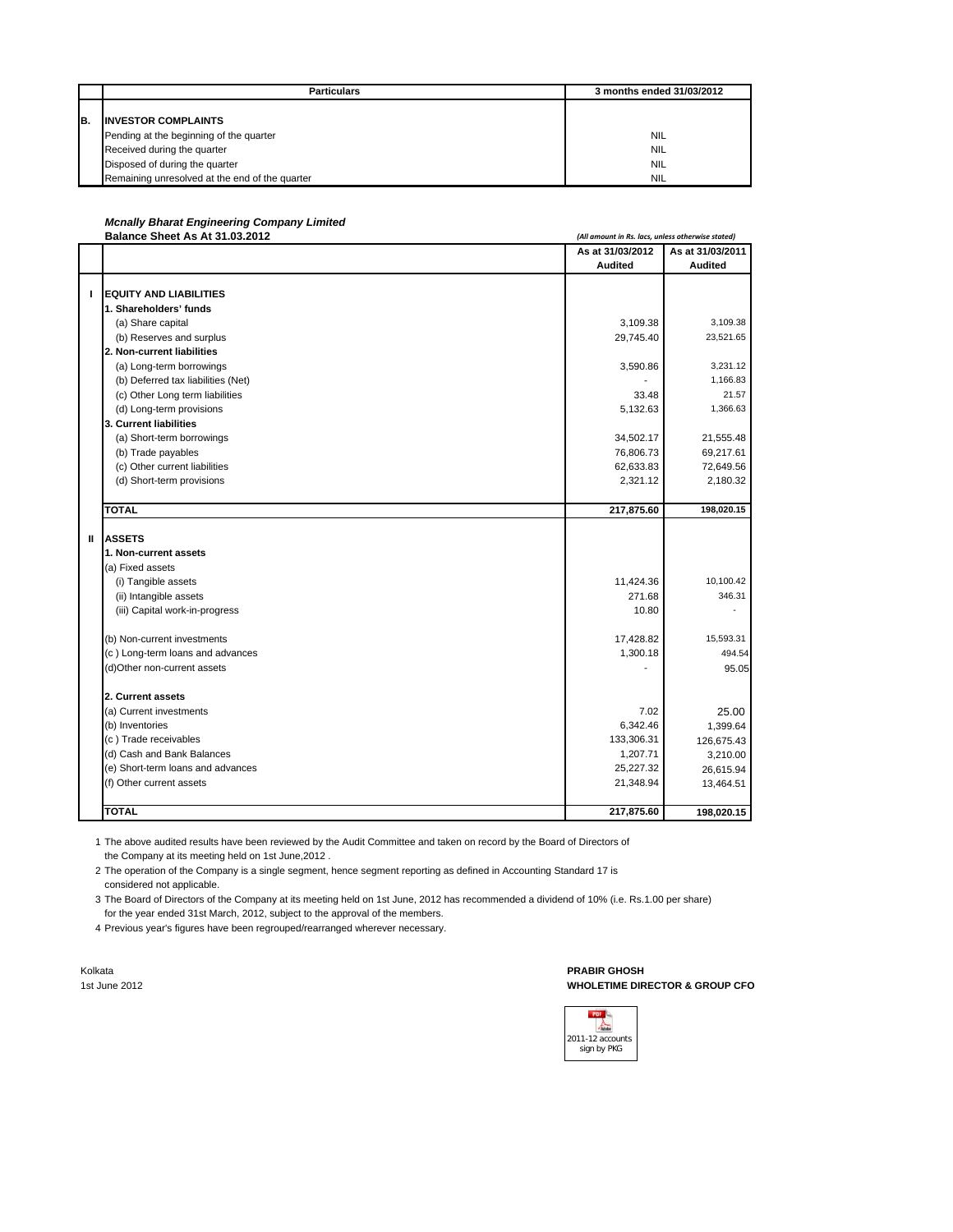| | Particulars | 3 months ended 31/03/2012 |
|---|---|---|
| B. | **INVESTOR COMPLAINTS** | |
| | Pending at the beginning of the quarter | NIL |
| | Received during the quarter | NIL |
| | Disposed of during the quarter | NIL |
| | Remaining unresolved at the end of the quarter | NIL |

***Mcnally Bharat Engineering Company Limited***

**Balance Sheet As At 31.03.2012**

*(All amount in Rs. lacs, unless otherwise stated)*

| | | As at 31/03/2012 Audited | As at 31/03/2011 Audited |
|---|---|---|---|
| I | **EQUITY AND LIABILITIES** | | |
| | **1. Shareholders' funds** | | |
| | (a) Share capital | 3,109.38 | 3,109.38 |
| | (b) Reserves and surplus | 29,745.40 | 23,521.65 |
| | **2. Non-current liabilities** | | |
| | (a) Long-term borrowings | 3,590.86 | 3,231.12 |
| | (b) Deferred tax liabilities (Net) | - | 1,166.83 |
| | (c) Other Long term liabilities | 33.48 | 21.57 |
| | (d) Long-term provisions | 5,132.63 | 1,366.63 |
| | **3. Current liabilities** | | |
| | (a) Short-term borrowings | 34,502.17 | 21,555.48 |
| | (b) Trade payables | 76,806.73 | 69,217.61 |
| | (c) Other current liabilities | 62,633.83 | 72,649.56 |
| | (d) Short-term provisions | 2,321.12 | 2,180.32 |
| | **TOTAL** | **217,875.60** | **198,020.15** |
| II | **ASSETS** | | |
| | **1. Non-current assets** | | |
| | (a) Fixed assets | | |
| | (i) Tangible assets | 11,424.36 | 10,100.42 |
| | (ii) Intangible assets | 271.68 | 346.31 |
| | (iii) Capital work-in-progress | 10.80 | - |
| | (b) Non-current investments | 17,428.82 | 15,593.31 |
| | (c ) Long-term loans and advances | 1,300.18 | 494.54 |
| | (d)Other non-current assets | - | 95.05 |
| | **2. Current assets** | | |
| | (a) Current investments | 7.02 | 25.00 |
| | (b) Inventories | 6,342.46 | 1,399.64 |
| | (c ) Trade receivables | 133,306.31 | 126,675.43 |
| | (d) Cash and Bank Balances | 1,207.71 | 3,210.00 |
| | (e) Short-term loans and advances | 25,227.32 | 26,615.94 |
| | (f) Other current assets | 21,348.94 | 13,464.51 |
| | **TOTAL** | **217,875.60** | **198,020.15** |

1 The above audited results have been reviewed by the Audit Committee and taken on record by the Board of Directors of the Company at its meeting held on 1st June,2012 .

2 The operation of the Company is a single segment, hence segment reporting as defined in Accounting Standard 17 is considered not applicable.

3 The Board of Directors of the Company at its meeting held on 1st June, 2012 has recommended a dividend of 10% (i.e. Rs.1.00 per share) for the year ended 31st March, 2012, subject to the approval of the members.

4 Previous year's figures have been regrouped/rearranged wherever necessary.

Kolkata
1st June 2012

**PRABIR GHOSH**
**WHOLETIME DIRECTOR & GROUP CFO**

2011-12 accounts sign by PKG